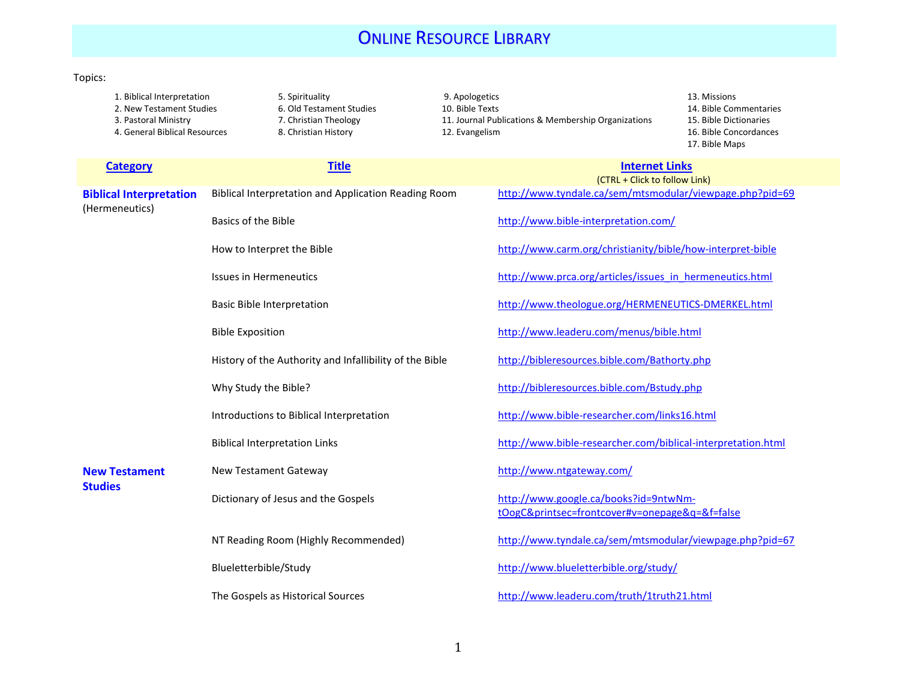# ONLINE RESOURCE LIBRARY

Topics:

1. Biblical Interpretation
2. New Testament Studies
3. Pastoral Ministry
4. General Biblical Resources
5. Spirituality
6. Old Testament Studies
7. Christian Theology
8. Christian History
9. Apologetics
10. Bible Texts
11. Journal Publications & Membership Organizations
12. Evangelism
13. Missions
14. Bible Commentaries
15. Bible Dictionaries
16. Bible Concordances
17. Bible Maps

| **Category** | **Title** | **Internet Links** (CTRL + Click to follow Link) |
|---|---|---|
| **Biblical Interpretation** (Hermeneutics) | Biblical Interpretation and Application Reading Room | http://www.tyndale.ca/sem/mtsmodular/viewpage.php?pid=69 |
| | Basics of the Bible | http://www.bible-interpretation.com/ |
| | How to Interpret the Bible | http://www.carm.org/christianity/bible/how-interpret-bible |
| | Issues in Hermeneutics | http://www.prca.org/articles/issues_in_hermeneutics.html |
| | Basic Bible Interpretation | http://www.theologue.org/HERMENEUTICS-DMERKEL.html |
| | Bible Exposition | http://www.leaderu.com/menus/bible.html |
| | History of the Authority and Infallibility of the Bible | http://bibleresources.bible.com/Bathorty.php |
| | Why Study the Bible? | http://bibleresources.bible.com/Bstudy.php |
| | Introductions to Biblical Interpretation | http://www.bible-researcher.com/links16.html |
| | Biblical Interpretation Links | http://www.bible-researcher.com/biblical-interpretation.html |
| **New Testament Studies** | New Testament Gateway | http://www.ntgateway.com/ |
| | Dictionary of Jesus and the Gospels | http://www.google.ca/books?id=9ntwNm-tOogC&printsec=frontcover#v=onepage&q=&f=false |
| | NT Reading Room (Highly Recommended) | http://www.tyndale.ca/sem/mtsmodular/viewpage.php?pid=67 |
| | Blueletterbible/Study | http://www.blueletterbible.org/study/ |
| | The Gospels as Historical Sources | http://www.leaderu.com/truth/1truth21.html |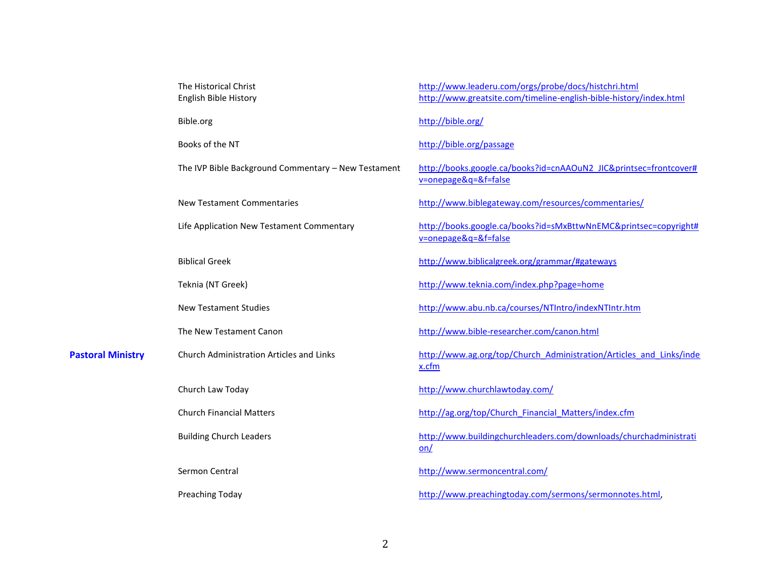| | | |
|---|---|---|
| | The Historical Christ | http://www.leaderu.com/orgs/probe/docs/histchri.html |
| | English Bible History | http://www.greatsite.com/timeline-english-bible-history/index.html |
| | Bible.org | http://bible.org/ |
| | Books of the NT | http://bible.org/passage |
| | The IVP Bible Background Commentary – New Testament | http://books.google.ca/books?id=cnAAOuN2_JIC&printsec=frontcover#v=onepage&q=&f=false |
| | New Testament Commentaries | http://www.biblegateway.com/resources/commentaries/ |
| | Life Application New Testament Commentary | http://books.google.ca/books?id=sMxBttwNnEMC&printsec=copyright#v=onepage&q=&f=false |
| | Biblical Greek | http://www.biblicalgreek.org/grammar/#gateways |
| | Teknia (NT Greek) | http://www.teknia.com/index.php?page=home |
| | New Testament Studies | http://www.abu.nb.ca/courses/NTIntro/indexNTIntr.htm |
| | The New Testament Canon | http://www.bible-researcher.com/canon.html |
| **Pastoral Ministry** | Church Administration Articles and Links | http://www.ag.org/top/Church_Administration/Articles_and_Links/index.cfm |
| | Church Law Today | http://www.churchlawtoday.com/ |
| | Church Financial Matters | http://ag.org/top/Church_Financial_Matters/index.cfm |
| | Building Church Leaders | http://www.buildingchurchleaders.com/downloads/churchadministration/ |
| | Sermon Central | http://www.sermoncentral.com/ |
| | Preaching Today | http://www.preachingtoday.com/sermons/sermonnotes.html, |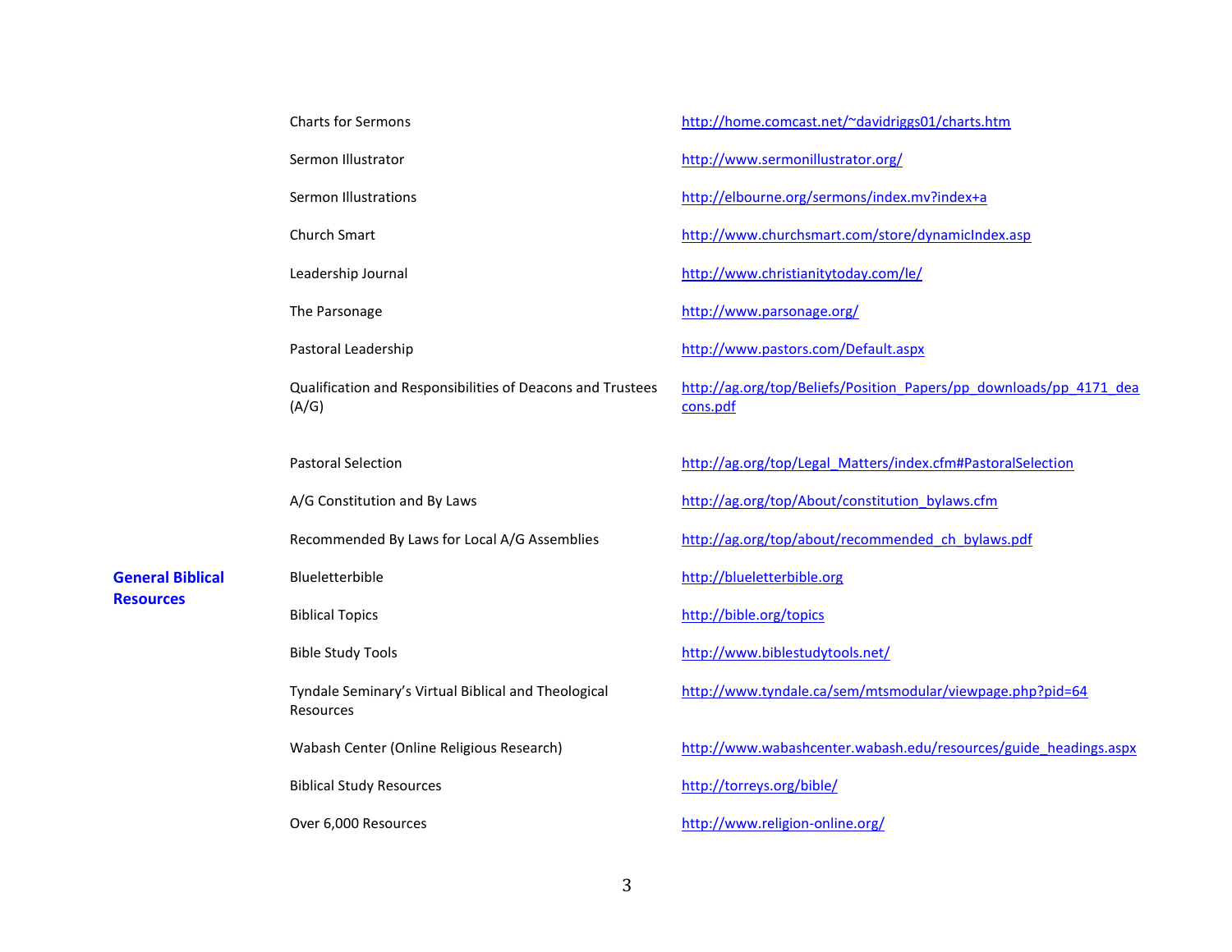| | | |
|---|---|---|
| | Charts for Sermons | http://home.comcast.net/~davidriggs01/charts.htm |
| | Sermon Illustrator | http://www.sermonillustrator.org/ |
| | Sermon Illustrations | http://elbourne.org/sermons/index.mv?index+a |
| | Church Smart | http://www.churchsmart.com/store/dynamicIndex.asp |
| | Leadership Journal | http://www.christianitytoday.com/le/ |
| | The Parsonage | http://www.parsonage.org/ |
| | Pastoral Leadership | http://www.pastors.com/Default.aspx |
| | Qualification and Responsibilities of Deacons and Trustees (A/G) | http://ag.org/top/Beliefs/Position_Papers/pp_downloads/pp_4171_deacons.pdf |
| | Pastoral Selection | http://ag.org/top/Legal_Matters/index.cfm#PastoralSelection |
| | A/G Constitution and By Laws | http://ag.org/top/About/constitution_bylaws.cfm |
| | Recommended By Laws for Local A/G Assemblies | http://ag.org/top/about/recommended_ch_bylaws.pdf |
| **General Biblical Resources** | Blueletterbible | http://blueletterbible.org |
| | Biblical Topics | http://bible.org/topics |
| | Bible Study Tools | http://www.biblestudytools.net/ |
| | Tyndale Seminary's Virtual Biblical and Theological Resources | http://www.tyndale.ca/sem/mtsmodular/viewpage.php?pid=64 |
| | Wabash Center (Online Religious Research) | http://www.wabashcenter.wabash.edu/resources/guide_headings.aspx |
| | Biblical Study Resources | http://torreys.org/bible/ |
| | Over 6,000 Resources | http://www.religion-online.org/ |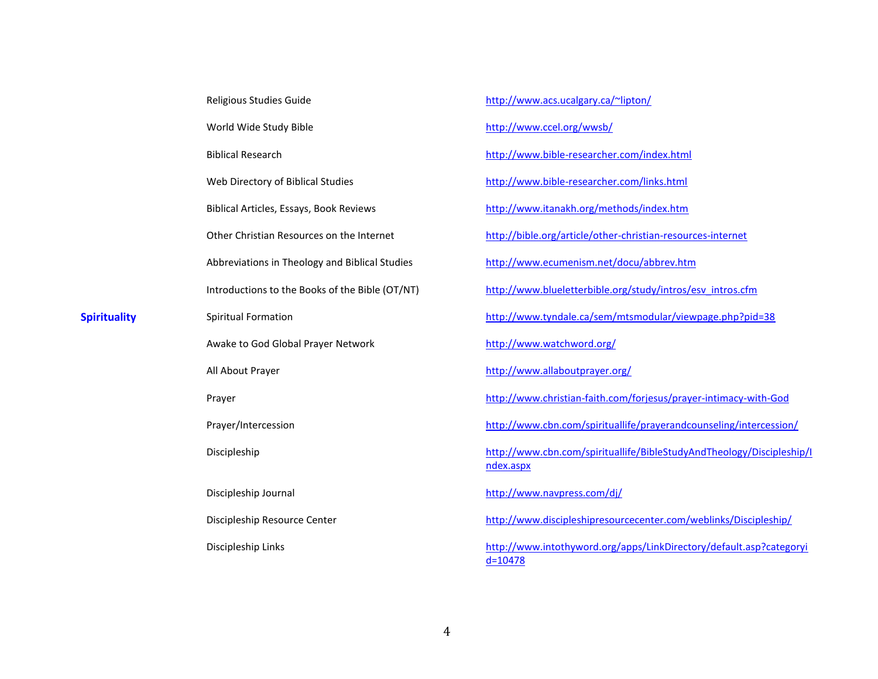| | | |
|---|---|---|
| | Religious Studies Guide | http://www.acs.ucalgary.ca/~lipton/ |
| | World Wide Study Bible | http://www.ccel.org/wwsb/ |
| | Biblical Research | http://www.bible-researcher.com/index.html |
| | Web Directory of Biblical Studies | http://www.bible-researcher.com/links.html |
| | Biblical Articles, Essays, Book Reviews | http://www.itanakh.org/methods/index.htm |
| | Other Christian Resources on the Internet | http://bible.org/article/other-christian-resources-internet |
| | Abbreviations in Theology and Biblical Studies | http://www.ecumenism.net/docu/abbrev.htm |
| | Introductions to the Books of the Bible (OT/NT) | http://www.blueletterbible.org/study/intros/esv_intros.cfm |
| **Spirituality** | Spiritual Formation | http://www.tyndale.ca/sem/mtsmodular/viewpage.php?pid=38 |
| | Awake to God Global Prayer Network | http://www.watchword.org/ |
| | All About Prayer | http://www.allaboutprayer.org/ |
| | Prayer | http://www.christian-faith.com/forjesus/prayer-intimacy-with-God |
| | Prayer/Intercession | http://www.cbn.com/spirituallife/prayerandcounseling/intercession/ |
| | Discipleship | http://www.cbn.com/spirituallife/BibleStudyAndTheology/Discipleship/Index.aspx |
| | Discipleship Journal | http://www.navpress.com/dj/ |
| | Discipleship Resource Center | http://www.discipleshipresourcecenter.com/weblinks/Discipleship/ |
| | Discipleship Links | http://www.intothyword.org/apps/LinkDirectory/default.asp?categoryid=10478 |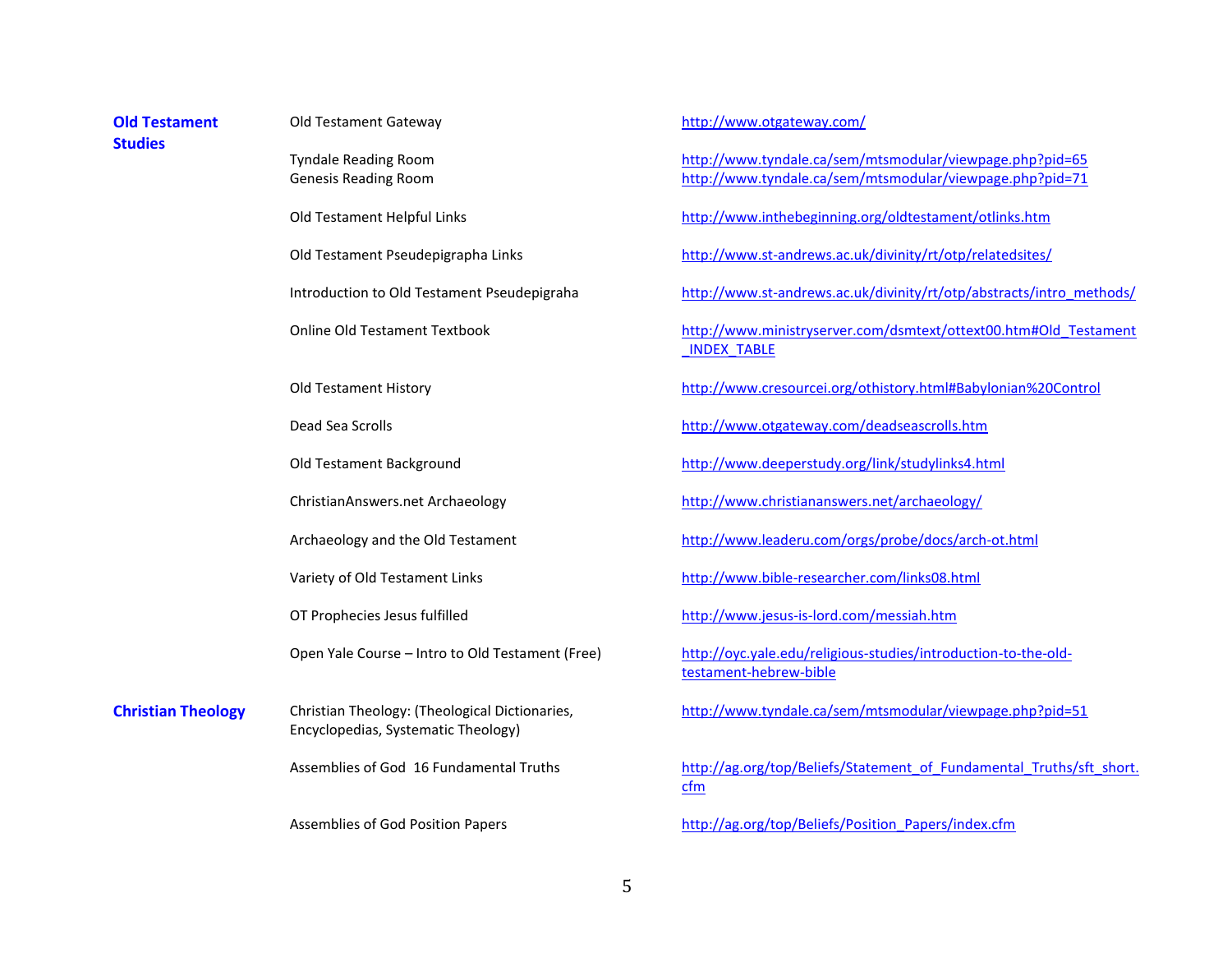| | | |
|---|---|---|
| **Old Testament Studies** | Old Testament Gateway | http://www.otgateway.com/ |
| | Tyndale Reading Room | http://www.tyndale.ca/sem/mtsmodular/viewpage.php?pid=65 |
| | Genesis Reading Room | http://www.tyndale.ca/sem/mtsmodular/viewpage.php?pid=71 |
| | Old Testament Helpful Links | http://www.inthebeginning.org/oldtestament/otlinks.htm |
| | Old Testament Pseudepigrapha Links | http://www.st-andrews.ac.uk/divinity/rt/otp/relatedsites/ |
| | Introduction to Old Testament Pseudepigraha | http://www.st-andrews.ac.uk/divinity/rt/otp/abstracts/intro_methods/ |
| | Online Old Testament Textbook | http://www.ministryserver.com/dsmtext/ottext00.htm#Old_Testament_INDEX_TABLE |
| | Old Testament History | http://www.cresourcei.org/othistory.html#Babylonian%20Control |
| | Dead Sea Scrolls | http://www.otgateway.com/deadseascrolls.htm |
| | Old Testament Background | http://www.deeperstudy.org/link/studylinks4.html |
| | ChristianAnswers.net Archaeology | http://www.christiananswers.net/archaeology/ |
| | Archaeology and the Old Testament | http://www.leaderu.com/orgs/probe/docs/arch-ot.html |
| | Variety of Old Testament Links | http://www.bible-researcher.com/links08.html |
| | OT Prophecies Jesus fulfilled | http://www.jesus-is-lord.com/messiah.htm |
| | Open Yale Course – Intro to Old Testament (Free) | http://oyc.yale.edu/religious-studies/introduction-to-the-old-testament-hebrew-bible |
| **Christian Theology** | Christian Theology: (Theological Dictionaries, Encyclopedias, Systematic Theology) | http://www.tyndale.ca/sem/mtsmodular/viewpage.php?pid=51 |
| | Assemblies of God 16 Fundamental Truths | http://ag.org/top/Beliefs/Statement_of_Fundamental_Truths/sft_short.cfm |
| | Assemblies of God Position Papers | http://ag.org/top/Beliefs/Position_Papers/index.cfm |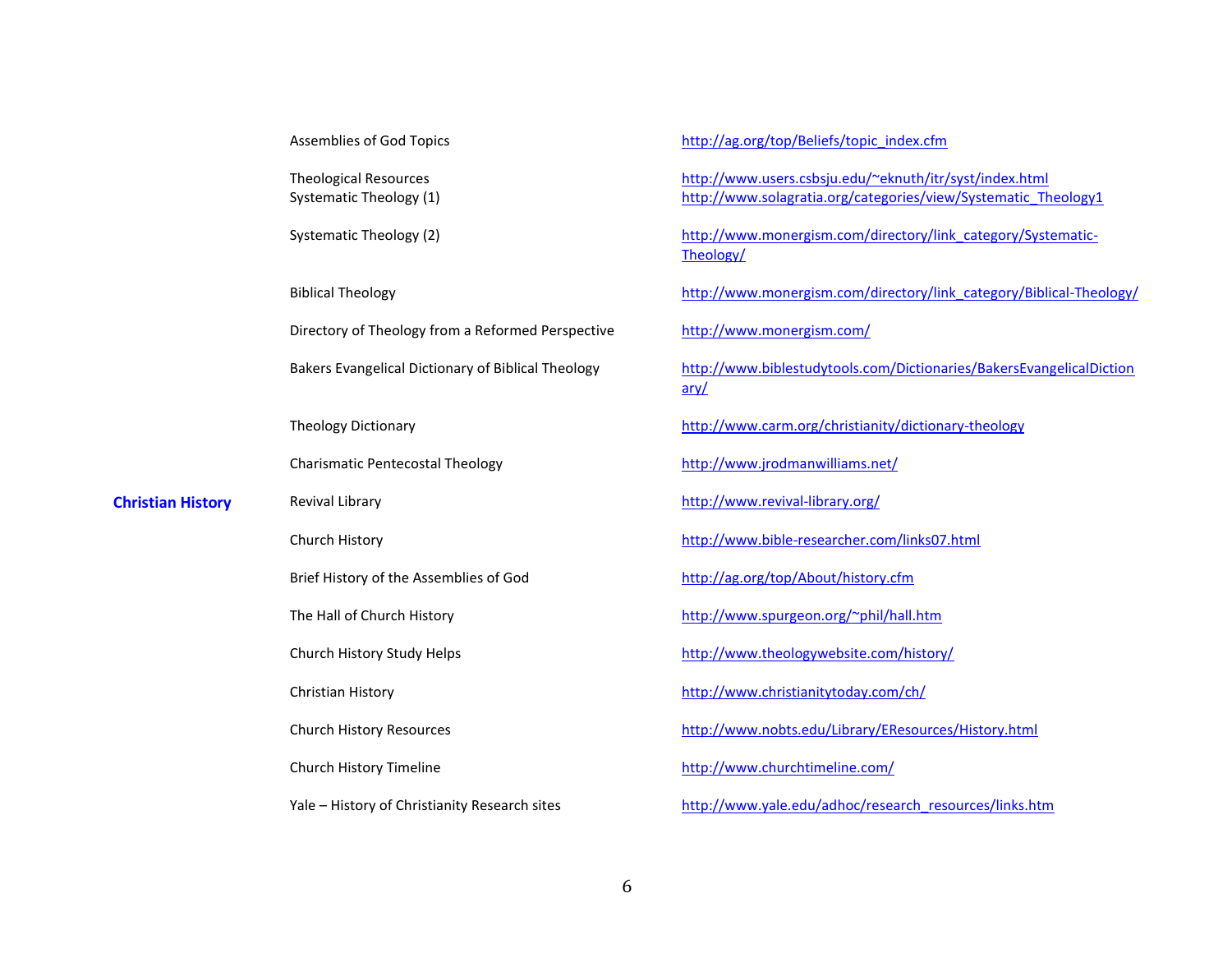| | | |
|---|---|---|
| | Assemblies of God Topics | http://ag.org/top/Beliefs/topic_index.cfm |
| | Theological Resources | http://www.users.csbsju.edu/~eknuth/itr/syst/index.html |
| | Systematic Theology (1) | http://www.solagratia.org/categories/view/Systematic_Theology1 |
| | Systematic Theology (2) | http://www.monergism.com/directory/link_category/Systematic-Theology/ |
| | Biblical Theology | http://www.monergism.com/directory/link_category/Biblical-Theology/ |
| | Directory of Theology from a Reformed Perspective | http://www.monergism.com/ |
| | Bakers Evangelical Dictionary of Biblical Theology | http://www.biblestudytools.com/Dictionaries/BakersEvangelicalDictionary/ |
| | Theology Dictionary | http://www.carm.org/christianity/dictionary-theology |
| | Charismatic Pentecostal Theology | http://www.jrodmanwilliams.net/ |
| **Christian History** | Revival Library | http://www.revival-library.org/ |
| | Church History | http://www.bible-researcher.com/links07.html |
| | Brief History of the Assemblies of God | http://ag.org/top/About/history.cfm |
| | The Hall of Church History | http://www.spurgeon.org/~phil/hall.htm |
| | Church History Study Helps | http://www.theologywebsite.com/history/ |
| | Christian History | http://www.christianitytoday.com/ch/ |
| | Church History Resources | http://www.nobts.edu/Library/EResources/History.html |
| | Church History Timeline | http://www.churchtimeline.com/ |
| | Yale – History of Christianity Research sites | http://www.yale.edu/adhoc/research_resources/links.htm |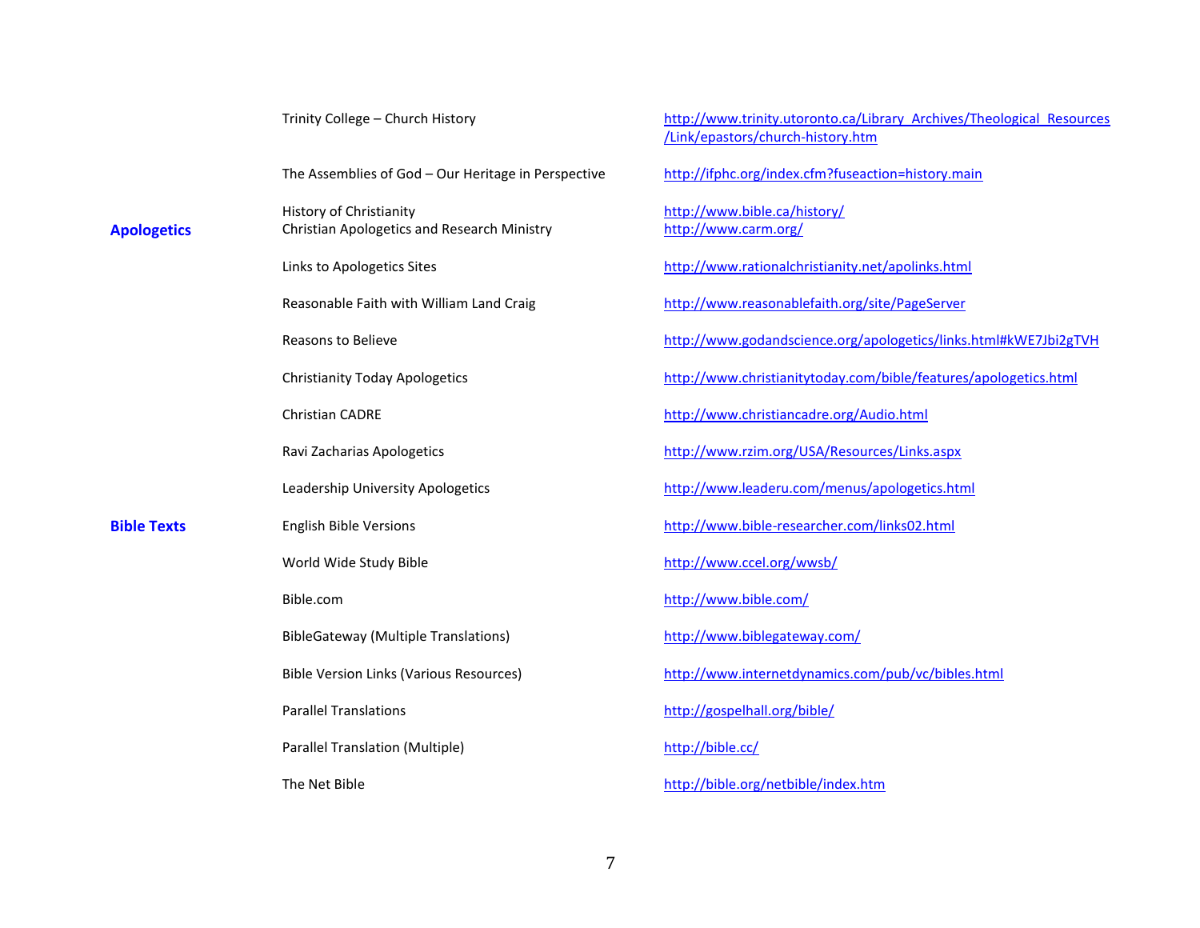| | | |
|---|---|---|
| | Trinity College – Church History | http://www.trinity.utoronto.ca/Library_Archives/Theological_Resources/Link/epastors/church-history.htm |
| | The Assemblies of God – Our Heritage in Perspective | http://ifphc.org/index.cfm?fuseaction=history.main |
| | History of Christianity | http://www.bible.ca/history/ |
| **Apologetics** | Christian Apologetics and Research Ministry | http://www.carm.org/ |
| | Links to Apologetics Sites | http://www.rationalchristianity.net/apolinks.html |
| | Reasonable Faith with William Land Craig | http://www.reasonablefaith.org/site/PageServer |
| | Reasons to Believe | http://www.godandscience.org/apologetics/links.html#kWE7Jbi2gTVH |
| | Christianity Today Apologetics | http://www.christianitytoday.com/bible/features/apologetics.html |
| | Christian CADRE | http://www.christiancadre.org/Audio.html |
| | Ravi Zacharias Apologetics | http://www.rzim.org/USA/Resources/Links.aspx |
| | Leadership University Apologetics | http://www.leaderu.com/menus/apologetics.html |
| **Bible Texts** | English Bible Versions | http://www.bible-researcher.com/links02.html |
| | World Wide Study Bible | http://www.ccel.org/wwsb/ |
| | Bible.com | http://www.bible.com/ |
| | BibleGateway (Multiple Translations) | http://www.biblegateway.com/ |
| | Bible Version Links (Various Resources) | http://www.internetdynamics.com/pub/vc/bibles.html |
| | Parallel Translations | http://gospelhall.org/bible/ |
| | Parallel Translation (Multiple) | http://bible.cc/ |
| | The Net Bible | http://bible.org/netbible/index.htm |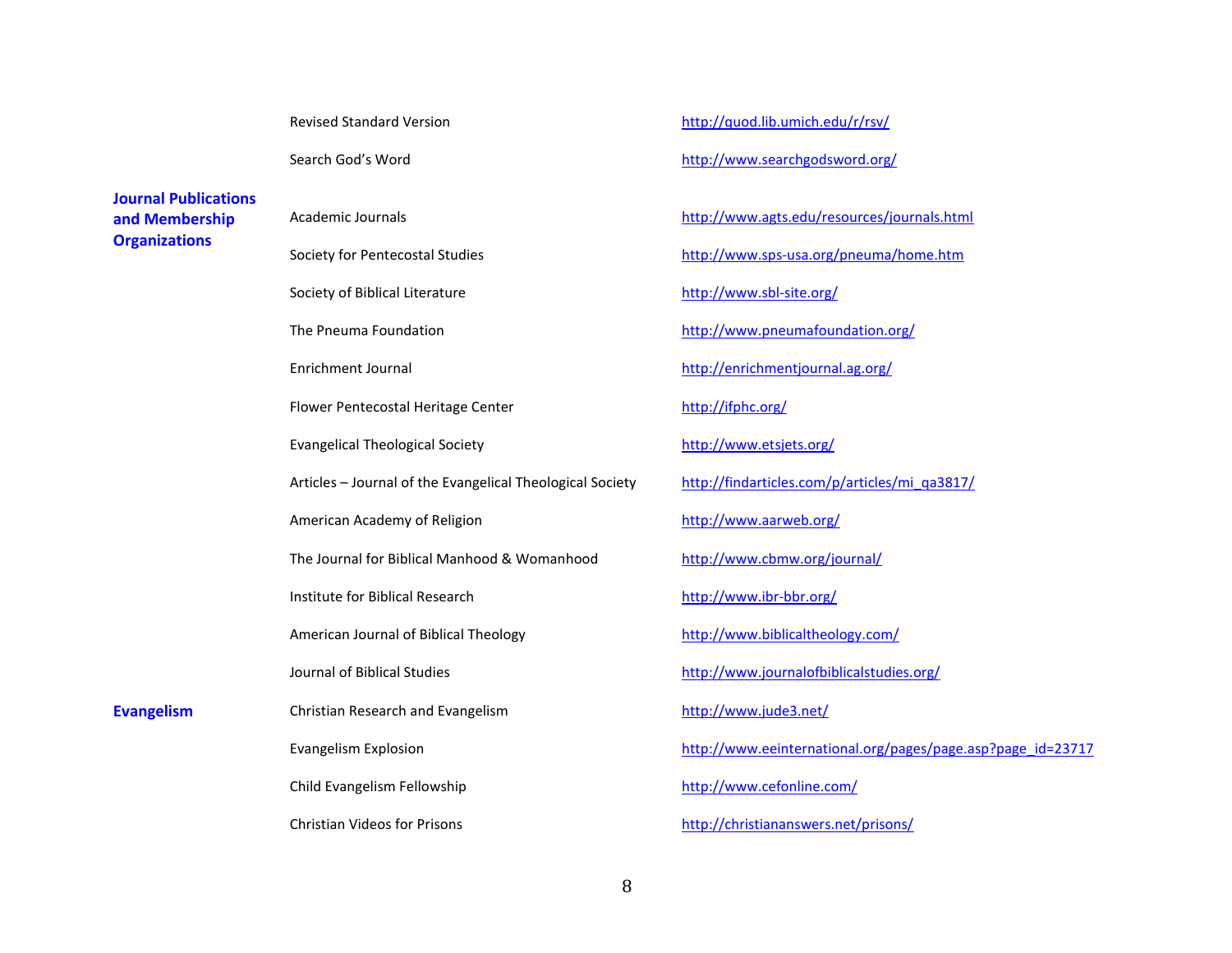| | | |
|---|---|---|
| | Revised Standard Version | http://quod.lib.umich.edu/r/rsv/ |
| | Search God's Word | http://www.searchgodsword.org/ |
| **Journal Publications and Membership Organizations** | Academic Journals | http://www.agts.edu/resources/journals.html |
| | Society for Pentecostal Studies | http://www.sps-usa.org/pneuma/home.htm |
| | Society of Biblical Literature | http://www.sbl-site.org/ |
| | The Pneuma Foundation | http://www.pneumafoundation.org/ |
| | Enrichment Journal | http://enrichmentjournal.ag.org/ |
| | Flower Pentecostal Heritage Center | http://ifphc.org/ |
| | Evangelical Theological Society | http://www.etsjets.org/ |
| | Articles – Journal of the Evangelical Theological Society | http://findarticles.com/p/articles/mi_qa3817/ |
| | American Academy of Religion | http://www.aarweb.org/ |
| | The Journal for Biblical Manhood & Womanhood | http://www.cbmw.org/journal/ |
| | Institute for Biblical Research | http://www.ibr-bbr.org/ |
| | American Journal of Biblical Theology | http://www.biblicaltheology.com/ |
| | Journal of Biblical Studies | http://www.journalofbiblicalstudies.org/ |
| **Evangelism** | Christian Research and Evangelism | http://www.jude3.net/ |
| | Evangelism Explosion | http://www.eeinternational.org/pages/page.asp?page_id=23717 |
| | Child Evangelism Fellowship | http://www.cefonline.com/ |
| | Christian Videos for Prisons | http://christiananswers.net/prisons/ |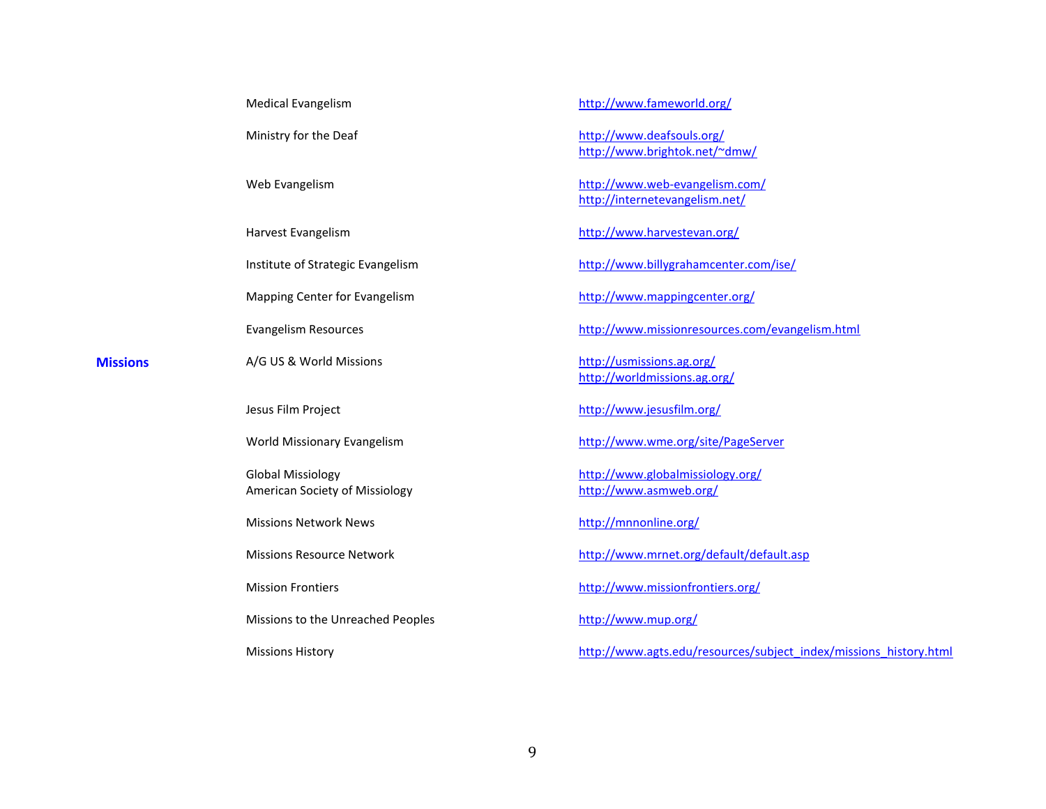| | | |
|---|---|---|
| | Medical Evangelism | http://www.fameworld.org/ |
| | Ministry for the Deaf | http://www.deafsouls.org/<br>http://www.brightok.net/~dmw/ |
| | Web Evangelism | http://www.web-evangelism.com/<br>http://internetevangelism.net/ |
| | Harvest Evangelism | http://www.harvestevan.org/ |
| | Institute of Strategic Evangelism | http://www.billygrahamcenter.com/ise/ |
| | Mapping Center for Evangelism | http://www.mappingcenter.org/ |
| | Evangelism Resources | http://www.missionresources.com/evangelism.html |
| **Missions** | A/G US & World Missions | http://usmissions.ag.org/<br>http://worldmissions.ag.org/ |
| | Jesus Film Project | http://www.jesusfilm.org/ |
| | World Missionary Evangelism | http://www.wme.org/site/PageServer |
| | Global Missiology<br>American Society of Missiology | http://www.globalmissiology.org/<br>http://www.asmweb.org/ |
| | Missions Network News | http://mnnonline.org/ |
| | Missions Resource Network | http://www.mrnet.org/default/default.asp |
| | Mission Frontiers | http://www.missionfrontiers.org/ |
| | Missions to the Unreached Peoples | http://www.mup.org/ |
| | Missions History | http://www.agts.edu/resources/subject_index/missions_history.html |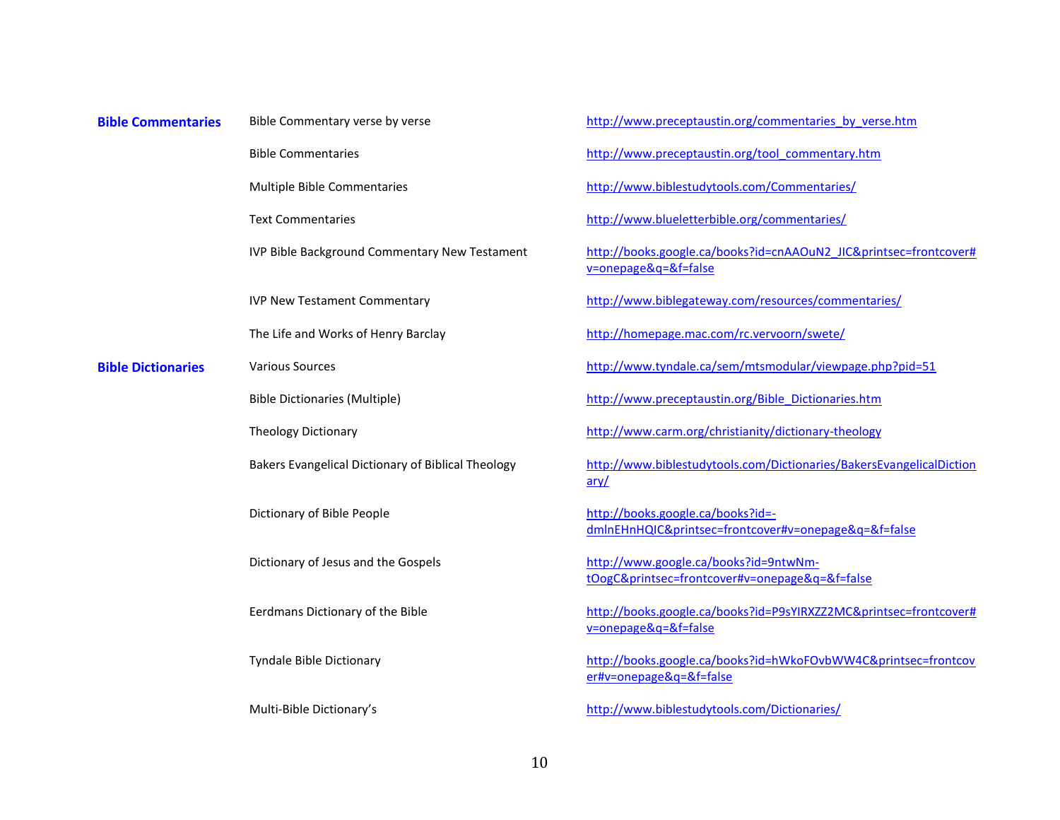| | | |
|---|---|---|
| **Bible Commentaries** | Bible Commentary verse by verse | http://www.preceptaustin.org/commentaries_by_verse.htm |
| | Bible Commentaries | http://www.preceptaustin.org/tool_commentary.htm |
| | Multiple Bible Commentaries | http://www.biblestudytools.com/Commentaries/ |
| | Text Commentaries | http://www.blueletterbible.org/commentaries/ |
| | IVP Bible Background Commentary New Testament | http://books.google.ca/books?id=cnAAOuN2_JIC&printsec=frontcover#v=onepage&q=&f=false |
| | IVP New Testament Commentary | http://www.biblegateway.com/resources/commentaries/ |
| | The Life and Works of Henry Barclay | http://homepage.mac.com/rc.vervoorn/swete/ |
| **Bible Dictionaries** | Various Sources | http://www.tyndale.ca/sem/mtsmodular/viewpage.php?pid=51 |
| | Bible Dictionaries (Multiple) | http://www.preceptaustin.org/Bible_Dictionaries.htm |
| | Theology Dictionary | http://www.carm.org/christianity/dictionary-theology |
| | Bakers Evangelical Dictionary of Biblical Theology | http://www.biblestudytools.com/Dictionaries/BakersEvangelicalDictionary/ |
| | Dictionary of Bible People | http://books.google.ca/books?id=-dmlnEHnHQIC&printsec=frontcover#v=onepage&q=&f=false |
| | Dictionary of Jesus and the Gospels | http://www.google.ca/books?id=9ntwNm-tOogC&printsec=frontcover#v=onepage&q=&f=false |
| | Eerdmans Dictionary of the Bible | http://books.google.ca/books?id=P9sYIRXZZ2MC&printsec=frontcover#v=onepage&q=&f=false |
| | Tyndale Bible Dictionary | http://books.google.ca/books?id=hWkoFOvbWW4C&printsec=frontcover#v=onepage&q=&f=false |
| | Multi-Bible Dictionary's | http://www.biblestudytools.com/Dictionaries/ |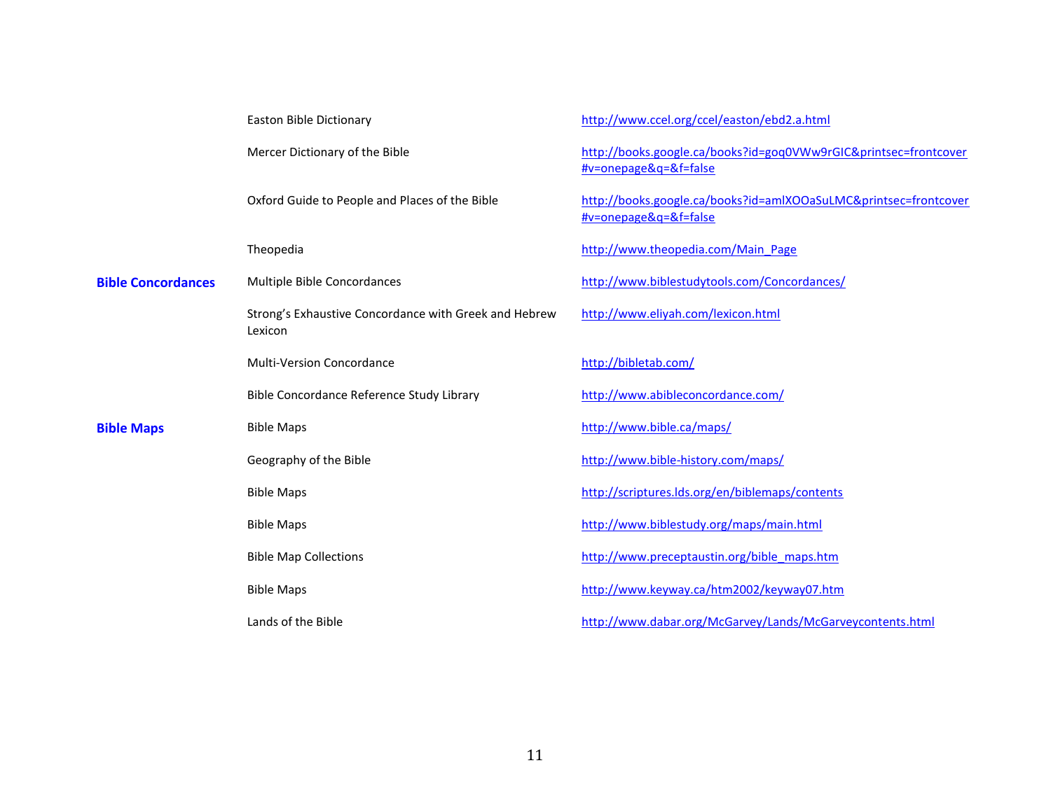| | | |
|---|---|---|
| | Easton Bible Dictionary | http://www.ccel.org/ccel/easton/ebd2.a.html |
| | Mercer Dictionary of the Bible | http://books.google.ca/books?id=goq0VWw9rGIC&printsec=frontcover#v=onepage&q=&f=false |
| | Oxford Guide to People and Places of the Bible | http://books.google.ca/books?id=amlXOOaSuLMC&printsec=frontcover#v=onepage&q=&f=false |
| | Theopedia | http://www.theopedia.com/Main_Page |
| **Bible Concordances** | Multiple Bible Concordances | http://www.biblestudytools.com/Concordances/ |
| | Strong's Exhaustive Concordance with Greek and Hebrew Lexicon | http://www.eliyah.com/lexicon.html |
| | Multi-Version Concordance | http://bibletab.com/ |
| | Bible Concordance Reference Study Library | http://www.abibleconcordance.com/ |
| **Bible Maps** | Bible Maps | http://www.bible.ca/maps/ |
| | Geography of the Bible | http://www.bible-history.com/maps/ |
| | Bible Maps | http://scriptures.lds.org/en/biblemaps/contents |
| | Bible Maps | http://www.biblestudy.org/maps/main.html |
| | Bible Map Collections | http://www.preceptaustin.org/bible_maps.htm |
| | Bible Maps | http://www.keyway.ca/htm2002/keyway07.htm |
| | Lands of the Bible | http://www.dabar.org/McGarvey/Lands/McGarveycontents.html |